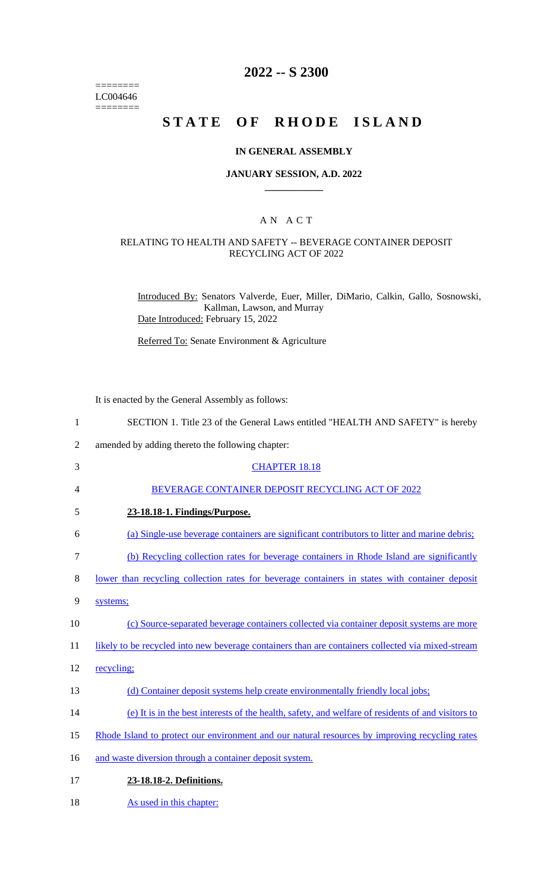========
LC004646
========

# 2022 -- S 2300

# STATE OF RHODE ISLAND

## IN GENERAL ASSEMBLY

### JANUARY SESSION, A.D. 2022

## A N A C T

### RELATING TO HEALTH AND SAFETY -- BEVERAGE CONTAINER DEPOSIT RECYCLING ACT OF 2022

Introduced By: Senators Valverde, Euer, Miller, DiMario, Calkin, Gallo, Sosnowski, Kallman, Lawson, and Murray

Date Introduced: February 15, 2022

Referred To: Senate Environment & Agriculture

It is enacted by the General Assembly as follows:

1 SECTION 1. Title 23 of the General Laws entitled "HEALTH AND SAFETY" is hereby
2 amended by adding thereto the following chapter:

3 CHAPTER 18.18

4 BEVERAGE CONTAINER DEPOSIT RECYCLING ACT OF 2022

5 **23-18.18-1. Findings/Purpose.**

6 (a) Single-use beverage containers are significant contributors to litter and marine debris;

7 (b) Recycling collection rates for beverage containers in Rhode Island are significantly
8 lower than recycling collection rates for beverage containers in states with container deposit
9 systems;

10 (c) Source-separated beverage containers collected via container deposit systems are more
11 likely to be recycled into new beverage containers than are containers collected via mixed-stream
12 recycling;

13 (d) Container deposit systems help create environmentally friendly local jobs;

14 (e) It is in the best interests of the health, safety, and welfare of residents of and visitors to
15 Rhode Island to protect our environment and our natural resources by improving recycling rates
16 and waste diversion through a container deposit system.

17 **23-18.18-2. Definitions.**

18 As used in this chapter: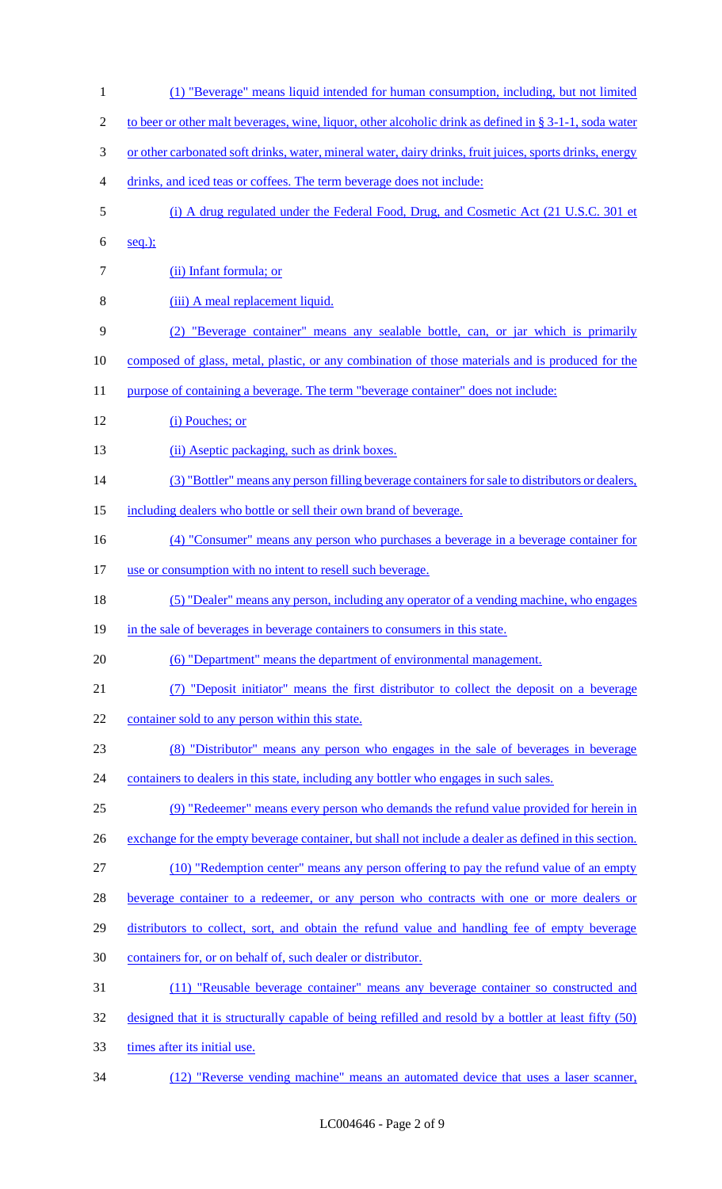(1) "Beverage" means liquid intended for human consumption, including, but not limited to beer or other malt beverages, wine, liquor, other alcoholic drink as defined in § 3-1-1, soda water or other carbonated soft drinks, water, mineral water, dairy drinks, fruit juices, sports drinks, energy drinks, and iced teas or coffees. The term beverage does not include:

(i) A drug regulated under the Federal Food, Drug, and Cosmetic Act (21 U.S.C. 301 et seq.);

(ii) Infant formula; or

(iii) A meal replacement liquid.

(2) "Beverage container" means any sealable bottle, can, or jar which is primarily composed of glass, metal, plastic, or any combination of those materials and is produced for the purpose of containing a beverage. The term "beverage container" does not include:

(i) Pouches; or

(ii) Aseptic packaging, such as drink boxes.

(3) "Bottler" means any person filling beverage containers for sale to distributors or dealers, including dealers who bottle or sell their own brand of beverage.

(4) "Consumer" means any person who purchases a beverage in a beverage container for use or consumption with no intent to resell such beverage.

(5) "Dealer" means any person, including any operator of a vending machine, who engages in the sale of beverages in beverage containers to consumers in this state.

(6) "Department" means the department of environmental management.

(7) "Deposit initiator" means the first distributor to collect the deposit on a beverage container sold to any person within this state.

(8) "Distributor" means any person who engages in the sale of beverages in beverage containers to dealers in this state, including any bottler who engages in such sales.

(9) "Redeemer" means every person who demands the refund value provided for herein in exchange for the empty beverage container, but shall not include a dealer as defined in this section.

(10) "Redemption center" means any person offering to pay the refund value of an empty beverage container to a redeemer, or any person who contracts with one or more dealers or distributors to collect, sort, and obtain the refund value and handling fee of empty beverage containers for, or on behalf of, such dealer or distributor.

(11) "Reusable beverage container" means any beverage container so constructed and designed that it is structurally capable of being refilled and resold by a bottler at least fifty (50) times after its initial use.

(12) "Reverse vending machine" means an automated device that uses a laser scanner,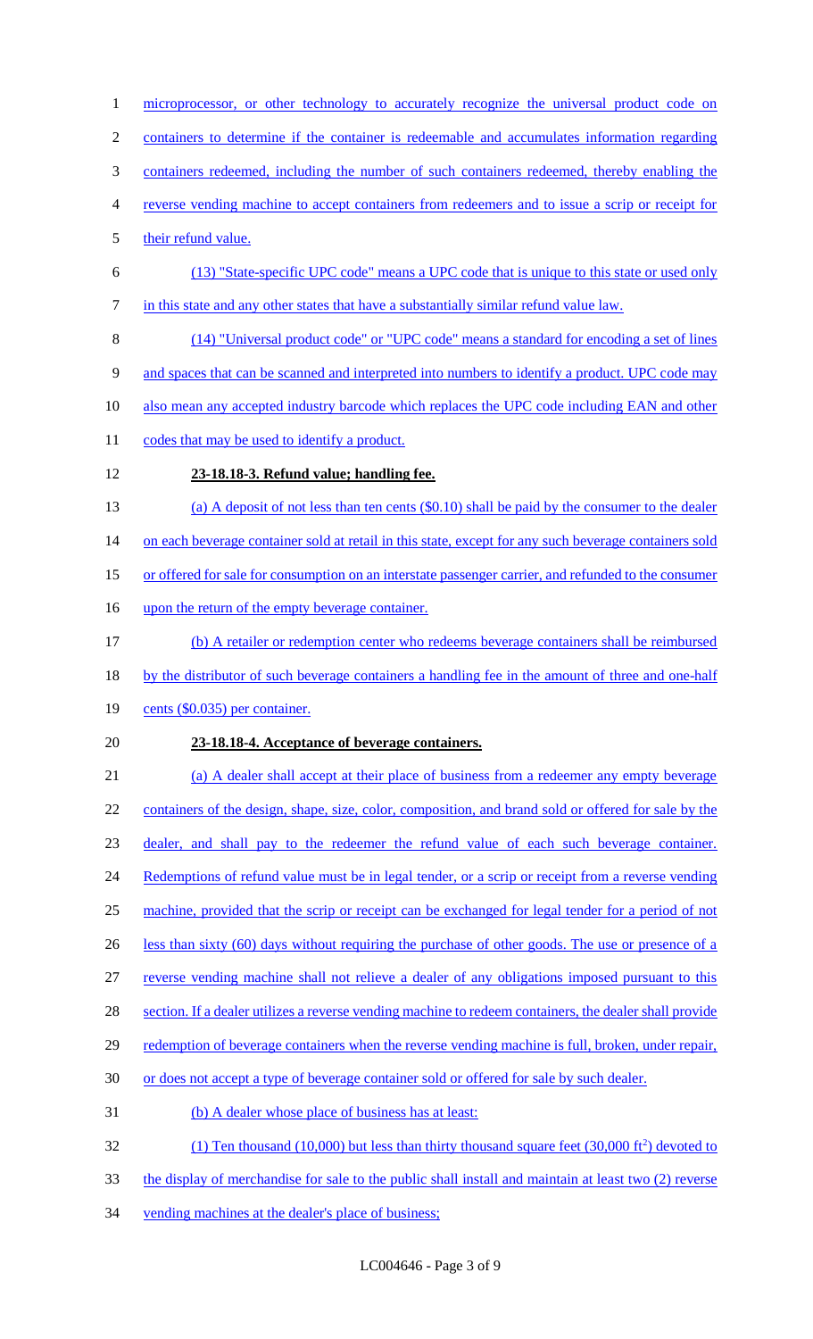microprocessor, or other technology to accurately recognize the universal product code on containers to determine if the container is redeemable and accumulates information regarding containers redeemed, including the number of such containers redeemed, thereby enabling the reverse vending machine to accept containers from redeemers and to issue a scrip or receipt for their refund value.

(13) "State-specific UPC code" means a UPC code that is unique to this state or used only in this state and any other states that have a substantially similar refund value law.

(14) "Universal product code" or "UPC code" means a standard for encoding a set of lines and spaces that can be scanned and interpreted into numbers to identify a product. UPC code may also mean any accepted industry barcode which replaces the UPC code including EAN and other codes that may be used to identify a product.

**23-18.18-3. Refund value; handling fee.**

(a) A deposit of not less than ten cents ($0.10) shall be paid by the consumer to the dealer on each beverage container sold at retail in this state, except for any such beverage containers sold or offered for sale for consumption on an interstate passenger carrier, and refunded to the consumer upon the return of the empty beverage container.

(b) A retailer or redemption center who redeems beverage containers shall be reimbursed by the distributor of such beverage containers a handling fee in the amount of three and one-half cents ($0.035) per container.

**23-18.18-4. Acceptance of beverage containers.**

(a) A dealer shall accept at their place of business from a redeemer any empty beverage containers of the design, shape, size, color, composition, and brand sold or offered for sale by the dealer, and shall pay to the redeemer the refund value of each such beverage container. Redemptions of refund value must be in legal tender, or a scrip or receipt from a reverse vending machine, provided that the scrip or receipt can be exchanged for legal tender for a period of not less than sixty (60) days without requiring the purchase of other goods. The use or presence of a reverse vending machine shall not relieve a dealer of any obligations imposed pursuant to this section. If a dealer utilizes a reverse vending machine to redeem containers, the dealer shall provide redemption of beverage containers when the reverse vending machine is full, broken, under repair, or does not accept a type of beverage container sold or offered for sale by such dealer.

(b) A dealer whose place of business has at least:

(1) Ten thousand (10,000) but less than thirty thousand square feet (30,000 $ft^2$) devoted to the display of merchandise for sale to the public shall install and maintain at least two (2) reverse vending machines at the dealer's place of business;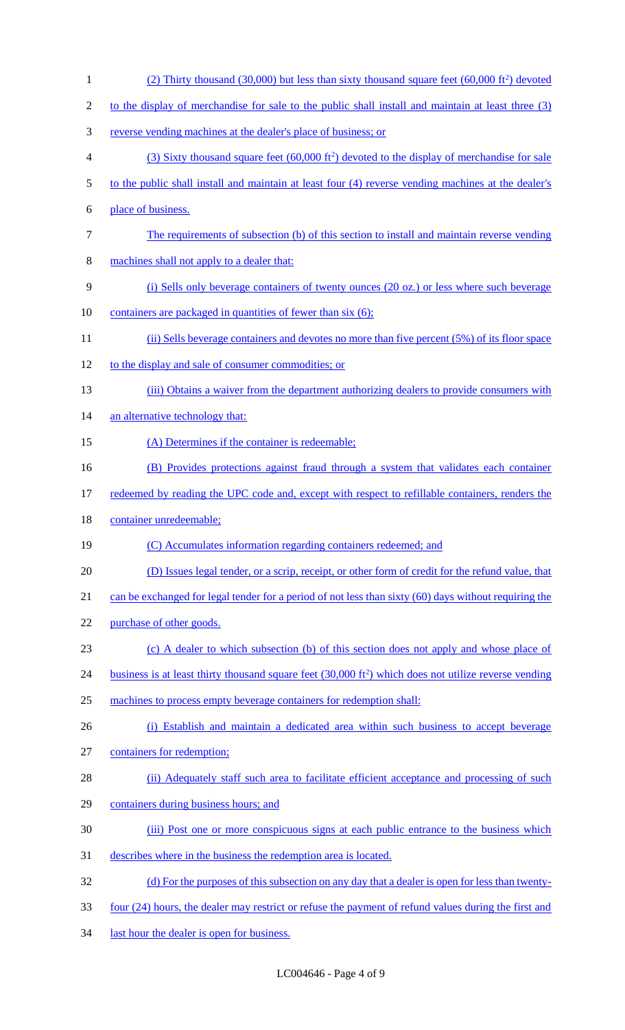(2) Thirty thousand (30,000) but less than sixty thousand square feet (60,000 $ft^2$) devoted to the display of merchandise for sale to the public shall install and maintain at least three (3) reverse vending machines at the dealer's place of business; or

(3) Sixty thousand square feet (60,000 $ft^2$) devoted to the display of merchandise for sale to the public shall install and maintain at least four (4) reverse vending machines at the dealer's place of business.

The requirements of subsection (b) of this section to install and maintain reverse vending machines shall not apply to a dealer that:

(i) Sells only beverage containers of twenty ounces (20 oz.) or less where such beverage containers are packaged in quantities of fewer than six (6);

(ii) Sells beverage containers and devotes no more than five percent (5%) of its floor space to the display and sale of consumer commodities; or

(iii) Obtains a waiver from the department authorizing dealers to provide consumers with an alternative technology that:

(A) Determines if the container is redeemable;

(B) Provides protections against fraud through a system that validates each container redeemed by reading the UPC code and, except with respect to refillable containers, renders the container unredeemable;

(C) Accumulates information regarding containers redeemed; and

(D) Issues legal tender, or a scrip, receipt, or other form of credit for the refund value, that can be exchanged for legal tender for a period of not less than sixty (60) days without requiring the purchase of other goods.

(c) A dealer to which subsection (b) of this section does not apply and whose place of business is at least thirty thousand square feet (30,000 $ft^2$) which does not utilize reverse vending machines to process empty beverage containers for redemption shall:

(i) Establish and maintain a dedicated area within such business to accept beverage containers for redemption;

(ii) Adequately staff such area to facilitate efficient acceptance and processing of such containers during business hours; and

(iii) Post one or more conspicuous signs at each public entrance to the business which describes where in the business the redemption area is located.

(d) For the purposes of this subsection on any day that a dealer is open for less than twenty-four (24) hours, the dealer may restrict or refuse the payment of refund values during the first and last hour the dealer is open for business.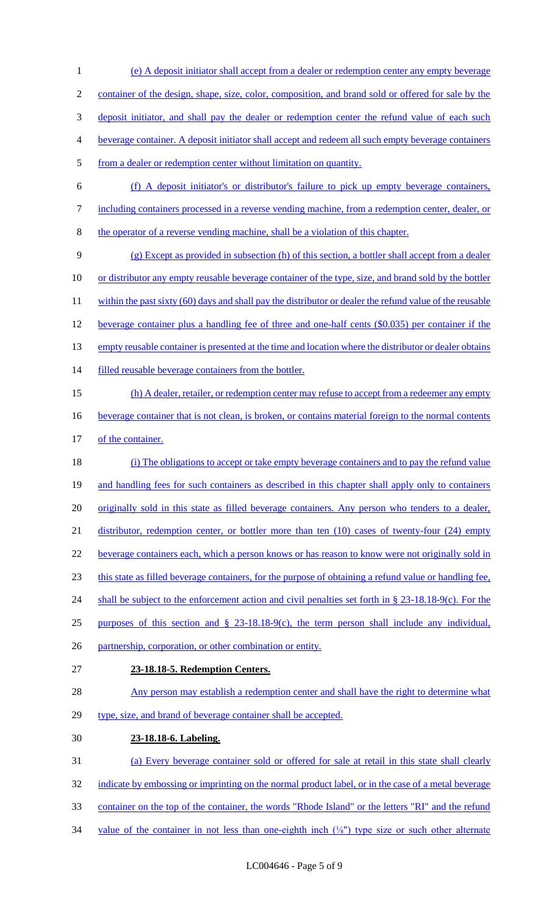(e) A deposit initiator shall accept from a dealer or redemption center any empty beverage container of the design, shape, size, color, composition, and brand sold or offered for sale by the deposit initiator, and shall pay the dealer or redemption center the refund value of each such beverage container. A deposit initiator shall accept and redeem all such empty beverage containers from a dealer or redemption center without limitation on quantity.

(f) A deposit initiator's or distributor's failure to pick up empty beverage containers, including containers processed in a reverse vending machine, from a redemption center, dealer, or the operator of a reverse vending machine, shall be a violation of this chapter.

(g) Except as provided in subsection (h) of this section, a bottler shall accept from a dealer or distributor any empty reusable beverage container of the type, size, and brand sold by the bottler within the past sixty (60) days and shall pay the distributor or dealer the refund value of the reusable beverage container plus a handling fee of three and one-half cents ($0.035) per container if the empty reusable container is presented at the time and location where the distributor or dealer obtains filled reusable beverage containers from the bottler.

(h) A dealer, retailer, or redemption center may refuse to accept from a redeemer any empty beverage container that is not clean, is broken, or contains material foreign to the normal contents of the container.

(i) The obligations to accept or take empty beverage containers and to pay the refund value and handling fees for such containers as described in this chapter shall apply only to containers originally sold in this state as filled beverage containers. Any person who tenders to a dealer, distributor, redemption center, or bottler more than ten (10) cases of twenty-four (24) empty beverage containers each, which a person knows or has reason to know were not originally sold in this state as filled beverage containers, for the purpose of obtaining a refund value or handling fee, shall be subject to the enforcement action and civil penalties set forth in § 23-18.18-9(c). For the purposes of this section and § 23-18.18-9(c), the term person shall include any individual, partnership, corporation, or other combination or entity.

**23-18.18-5. Redemption Centers.**

Any person may establish a redemption center and shall have the right to determine what type, size, and brand of beverage container shall be accepted.

**23-18.18-6. Labeling.**

(a) Every beverage container sold or offered for sale at retail in this state shall clearly indicate by embossing or imprinting on the normal product label, or in the case of a metal beverage container on the top of the container, the words "Rhode Island" or the letters "RI" and the refund value of the container in not less than one-eighth inch (⅛") type size or such other alternate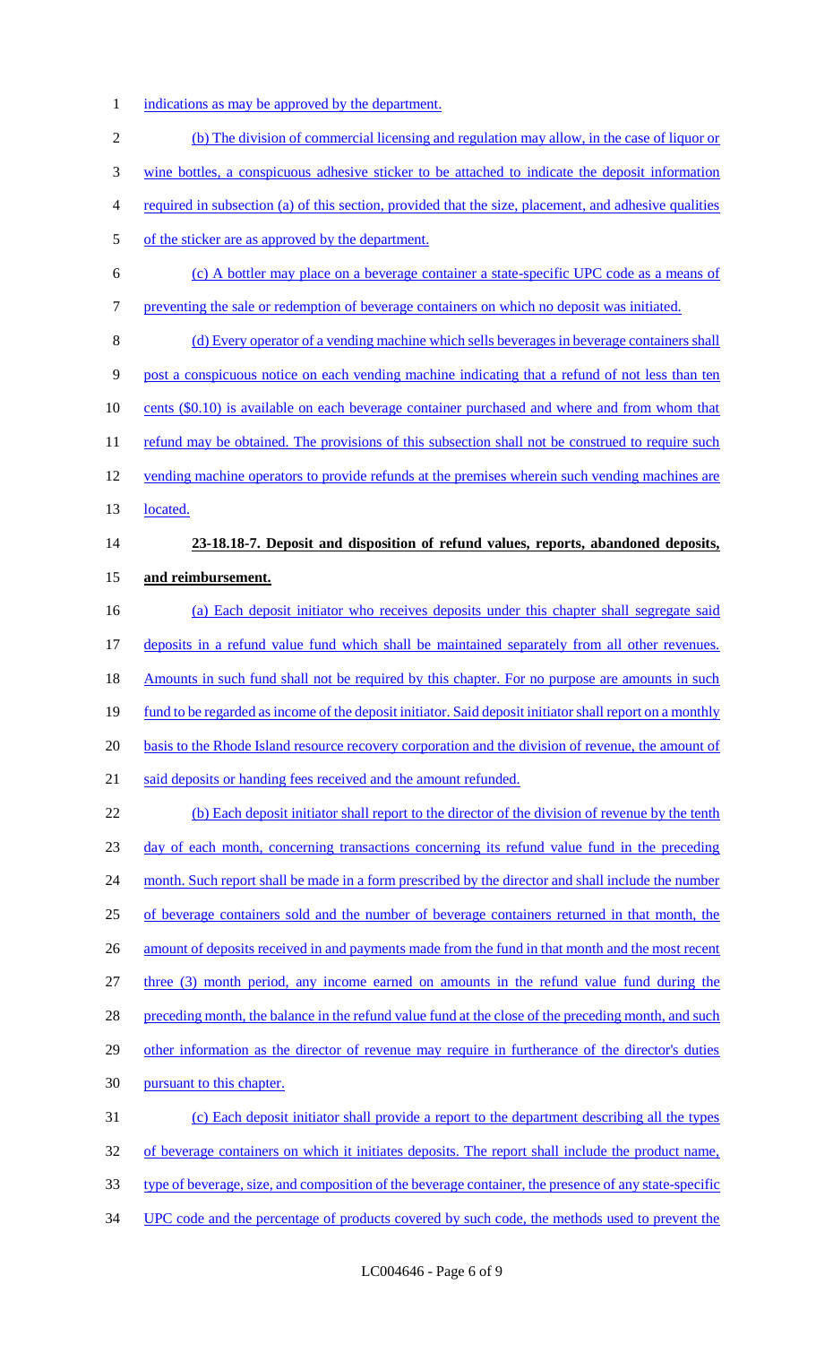indications as may be approved by the department.

(b) The division of commercial licensing and regulation may allow, in the case of liquor or wine bottles, a conspicuous adhesive sticker to be attached to indicate the deposit information required in subsection (a) of this section, provided that the size, placement, and adhesive qualities of the sticker are as approved by the department.

(c) A bottler may place on a beverage container a state-specific UPC code as a means of preventing the sale or redemption of beverage containers on which no deposit was initiated.

(d) Every operator of a vending machine which sells beverages in beverage containers shall post a conspicuous notice on each vending machine indicating that a refund of not less than ten cents ($0.10) is available on each beverage container purchased and where and from whom that refund may be obtained. The provisions of this subsection shall not be construed to require such vending machine operators to provide refunds at the premises wherein such vending machines are located.

**23-18.18-7. Deposit and disposition of refund values, reports, abandoned deposits, and reimbursement.**

(a) Each deposit initiator who receives deposits under this chapter shall segregate said deposits in a refund value fund which shall be maintained separately from all other revenues. Amounts in such fund shall not be required by this chapter. For no purpose are amounts in such fund to be regarded as income of the deposit initiator. Said deposit initiator shall report on a monthly basis to the Rhode Island resource recovery corporation and the division of revenue, the amount of said deposits or handing fees received and the amount refunded.

(b) Each deposit initiator shall report to the director of the division of revenue by the tenth day of each month, concerning transactions concerning its refund value fund in the preceding month. Such report shall be made in a form prescribed by the director and shall include the number of beverage containers sold and the number of beverage containers returned in that month, the amount of deposits received in and payments made from the fund in that month and the most recent three (3) month period, any income earned on amounts in the refund value fund during the preceding month, the balance in the refund value fund at the close of the preceding month, and such other information as the director of revenue may require in furtherance of the director's duties pursuant to this chapter.

(c) Each deposit initiator shall provide a report to the department describing all the types of beverage containers on which it initiates deposits. The report shall include the product name, type of beverage, size, and composition of the beverage container, the presence of any state-specific UPC code and the percentage of products covered by such code, the methods used to prevent the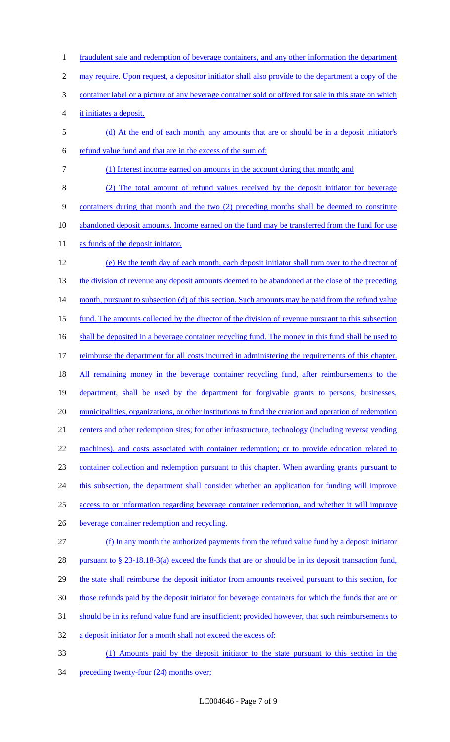fraudulent sale and redemption of beverage containers, and any other information the department may require. Upon request, a depositor initiator shall also provide to the department a copy of the container label or a picture of any beverage container sold or offered for sale in this state on which it initiates a deposit.

(d) At the end of each month, any amounts that are or should be in a deposit initiator's refund value fund and that are in the excess of the sum of:

(1) Interest income earned on amounts in the account during that month; and

(2) The total amount of refund values received by the deposit initiator for beverage containers during that month and the two (2) preceding months shall be deemed to constitute abandoned deposit amounts. Income earned on the fund may be transferred from the fund for use as funds of the deposit initiator.

(e) By the tenth day of each month, each deposit initiator shall turn over to the director of the division of revenue any deposit amounts deemed to be abandoned at the close of the preceding month, pursuant to subsection (d) of this section. Such amounts may be paid from the refund value fund. The amounts collected by the director of the division of revenue pursuant to this subsection shall be deposited in a beverage container recycling fund. The money in this fund shall be used to reimburse the department for all costs incurred in administering the requirements of this chapter. All remaining money in the beverage container recycling fund, after reimbursements to the department, shall be used by the department for forgivable grants to persons, businesses, municipalities, organizations, or other institutions to fund the creation and operation of redemption centers and other redemption sites; for other infrastructure, technology (including reverse vending machines), and costs associated with container redemption; or to provide education related to container collection and redemption pursuant to this chapter. When awarding grants pursuant to this subsection, the department shall consider whether an application for funding will improve access to or information regarding beverage container redemption, and whether it will improve beverage container redemption and recycling.

(f) In any month the authorized payments from the refund value fund by a deposit initiator pursuant to § 23-18.18-3(a) exceed the funds that are or should be in its deposit transaction fund, the state shall reimburse the deposit initiator from amounts received pursuant to this section, for those refunds paid by the deposit initiator for beverage containers for which the funds that are or should be in its refund value fund are insufficient; provided however, that such reimbursements to a deposit initiator for a month shall not exceed the excess of:

(1) Amounts paid by the deposit initiator to the state pursuant to this section in the preceding twenty-four (24) months over;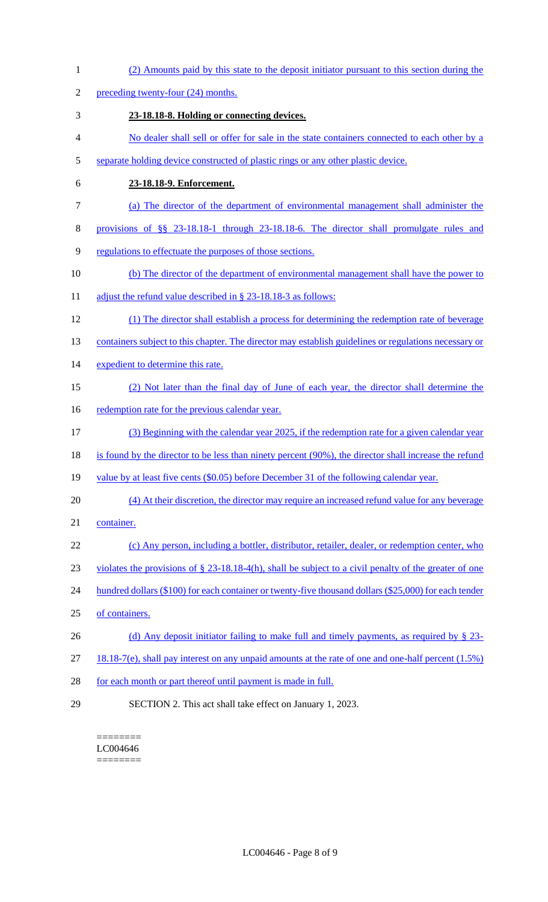(2) Amounts paid by this state to the deposit initiator pursuant to this section during the preceding twenty-four (24) months.

**23-18.18-8. Holding or connecting devices.**

No dealer shall sell or offer for sale in the state containers connected to each other by a separate holding device constructed of plastic rings or any other plastic device.

**23-18.18-9. Enforcement.**

(a) The director of the department of environmental management shall administer the provisions of §§ 23-18.18-1 through 23-18.18-6. The director shall promulgate rules and regulations to effectuate the purposes of those sections.

(b) The director of the department of environmental management shall have the power to adjust the refund value described in § 23-18.18-3 as follows:

(1) The director shall establish a process for determining the redemption rate of beverage containers subject to this chapter. The director may establish guidelines or regulations necessary or expedient to determine this rate.

(2) Not later than the final day of June of each year, the director shall determine the redemption rate for the previous calendar year.

(3) Beginning with the calendar year 2025, if the redemption rate for a given calendar year is found by the director to be less than ninety percent (90%), the director shall increase the refund value by at least five cents ($0.05) before December 31 of the following calendar year.

(4) At their discretion, the director may require an increased refund value for any beverage container.

(c) Any person, including a bottler, distributor, retailer, dealer, or redemption center, who violates the provisions of § 23-18.18-4(h), shall be subject to a civil penalty of the greater of one hundred dollars ($100) for each container or twenty-five thousand dollars ($25,000) for each tender of containers.

(d) Any deposit initiator failing to make full and timely payments, as required by § 23-18.18-7(e), shall pay interest on any unpaid amounts at the rate of one and one-half percent (1.5%) for each month or part thereof until payment is made in full.

SECTION 2. This act shall take effect on January 1, 2023.

========
LC004646
========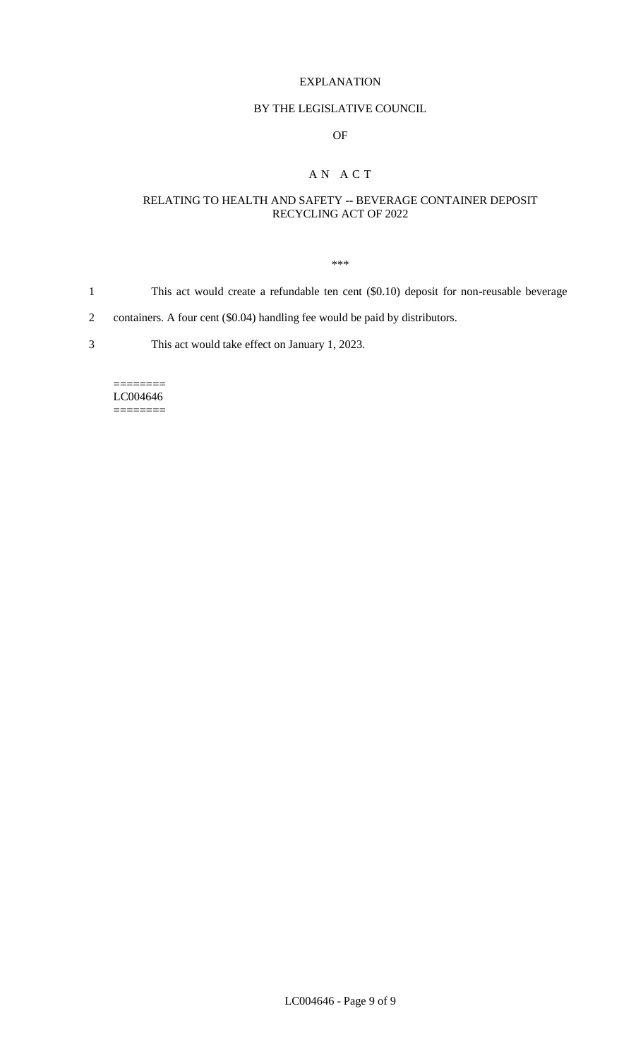EXPLANATION

BY THE LEGISLATIVE COUNCIL

OF

A N A C T

RELATING TO HEALTH AND SAFETY -- BEVERAGE CONTAINER DEPOSIT RECYCLING ACT OF 2022

\*\*\*

1 This act would create a refundable ten cent ($0.10) deposit for non-reusable beverage
2 containers. A four cent ($0.04) handling fee would be paid by distributors.
3 This act would take effect on January 1, 2023.

========
LC004646
========